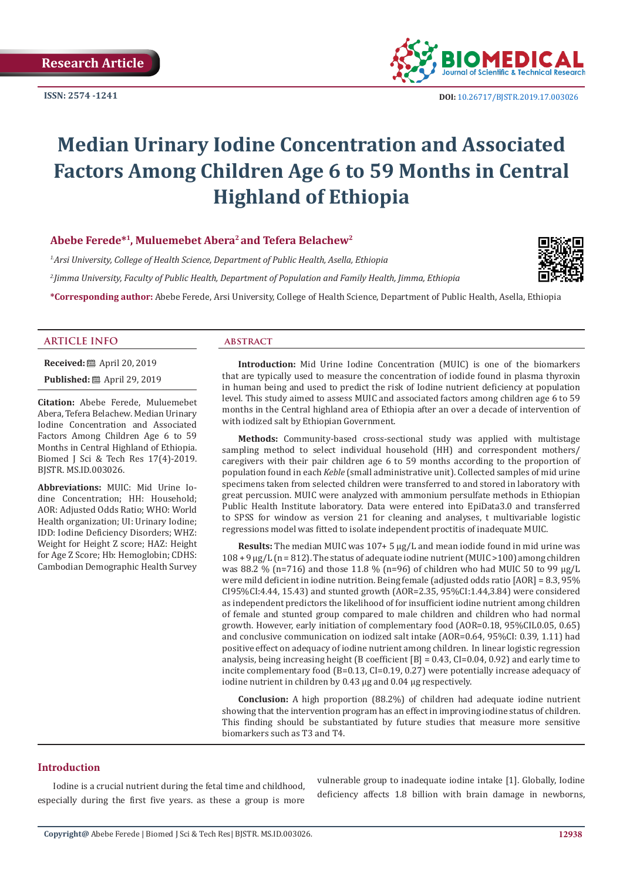Research Article

ISSN: 2574 -1241

DOI: 10.26717/BJSTR.2019.17.003026

# Median Urinary Iodine Concentration and Associated Factors Among Children Age 6 to 59 Months in Central Highland of Ethiopia

**Abebe Ferede*[1], Muluemebet Abera[2] and Tefera Belachew[2]**

[1] *Arsi University, College of Health Science, Department of Public Health, Asella, Ethiopia*

[2] *Jimma University, Faculty of Public Health, Department of Population and Family Health, Jimma, Ethiopia*

***Corresponding author:** Abebe Ferede, Arsi University, College of Health Science, Department of Public Health, Asella, Ethiopia

## ARTICLE INFO

**Received:** April 20, 2019

**Published:** April 29, 2019

**Citation:** Abebe Ferede, Muluemebet Abera, Tefera Belachew. Median Urinary Iodine Concentration and Associated Factors Among Children Age 6 to 59 Months in Central Highland of Ethiopia. Biomed J Sci & Tech Res 17(4)-2019. BJSTR. MS.ID.003026.

**Abbreviations:** MUIC: Mid Urine Iodine Concentration; HH: Household; AOR: Adjusted Odds Ratio; WHO: World Health organization; UI: Urinary Iodine; IDD: Iodine Deficiency Disorders; WHZ: Weight for Height Z score; HAZ: Height for Age Z Score; Hb: Hemoglobin; CDHS: Cambodian Demographic Health Survey

## ABSTRACT

**Introduction:** Mid Urine Iodine Concentration (MUIC) is one of the biomarkers that are typically used to measure the concentration of iodide found in plasma thyroxin in human being and used to predict the risk of Iodine nutrient deficiency at population level. This study aimed to assess MUIC and associated factors among children age 6 to 59 months in the Central highland area of Ethiopia after an over a decade of intervention of with iodized salt by Ethiopian Government.

**Methods:** Community-based cross-sectional study was applied with multistage sampling method to select individual household (HH) and correspondent mothers/caregivers with their pair children age 6 to 59 months according to the proportion of population found in each *Keble* (small administrative unit). Collected samples of mid urine specimens taken from selected children were transferred to and stored in laboratory with great percussion. MUIC were analyzed with ammonium persulfate methods in Ethiopian Public Health Institute laboratory. Data were entered into EpiData3.0 and transferred to SPSS for window as version 21 for cleaning and analyses, t multivariable logistic regressions model was fitted to isolate independent proctitis of inadequate MUIC.

**Results:** The median MUIC was 107+ 5 µg/L and mean iodide found in mid urine was 108 + 9 µg/L (n = 812). The status of adequate iodine nutrient (MUIC >100) among children was 88.2 % (n=716) and those 11.8 % (n=96) of children who had MUIC 50 to 99 µg/L were mild deficient in iodine nutrition. Being female (adjusted odds ratio [AOR] = 8.3, 95% CI95%CI:4.44, 15.43) and stunted growth (AOR=2.35, 95%CI:1.44,3.84) were considered as independent predictors the likelihood of for insufficient iodine nutrient among children of female and stunted group compared to male children and children who had normal growth. However, early initiation of complementary food (AOR=0.18, 95%CIL0.05, 0.65) and conclusive communication on iodized salt intake (AOR=0.64, 95%CI: 0.39, 1.11) had positive effect on adequacy of iodine nutrient among children. In linear logistic regression analysis, being increasing height (B coefficient [B] = 0.43, CI=0.04, 0.92) and early time to incite complementary food (B=0.13, CI=0.19, 0.27) were potentially increase adequacy of iodine nutrient in children by 0.43 µg and 0.04 µg respectively.

**Conclusion:** A high proportion (88.2%) of children had adequate iodine nutrient showing that the intervention program has an effect in improving iodine status of children. This finding should be substantiated by future studies that measure more sensitive biomarkers such as T3 and T4.

## Introduction

Iodine is a crucial nutrient during the fetal time and childhood, especially during the first five years. as these a group is more vulnerable group to inadequate iodine intake [1]. Globally, Iodine deficiency affects 1.8 billion with brain damage in newborns,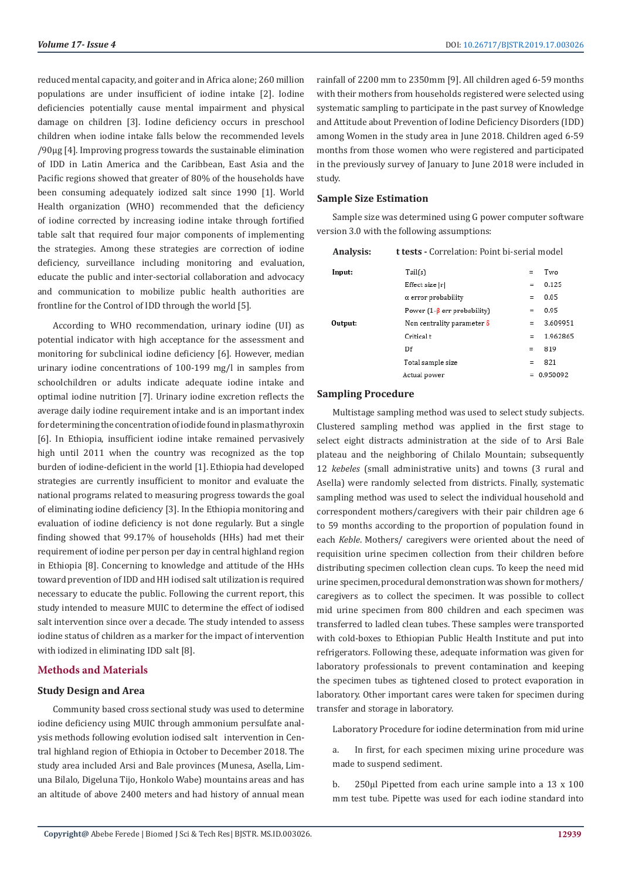reduced mental capacity, and goiter and in Africa alone; 260 million populations are under insufficient of iodine intake [2]. Iodine deficiencies potentially cause mental impairment and physical damage on children [3]. Iodine deficiency occurs in preschool children when iodine intake falls below the recommended levels /90µg [4]. Improving progress towards the sustainable elimination of IDD in Latin America and the Caribbean, East Asia and the Pacific regions showed that greater of 80% of the households have been consuming adequately iodized salt since 1990 [1]. World Health organization (WHO) recommended that the deficiency of iodine corrected by increasing iodine intake through fortified table salt that required four major components of implementing the strategies. Among these strategies are correction of iodine deficiency, surveillance including monitoring and evaluation, educate the public and inter-sectorial collaboration and advocacy and communication to mobilize public health authorities are frontline for the Control of IDD through the world [5].

According to WHO recommendation, urinary iodine (UI) as potential indicator with high acceptance for the assessment and monitoring for subclinical iodine deficiency [6]. However, median urinary iodine concentrations of 100-199 mg/l in samples from schoolchildren or adults indicate adequate iodine intake and optimal iodine nutrition [7]. Urinary iodine excretion reflects the average daily iodine requirement intake and is an important index for determining the concentration of iodide found in plasma thyroxin [6]. In Ethiopia, insufficient iodine intake remained pervasively high until 2011 when the country was recognized as the top burden of iodine-deficient in the world [1]. Ethiopia had developed strategies are currently insufficient to monitor and evaluate the national programs related to measuring progress towards the goal of eliminating iodine deficiency [3]. In the Ethiopia monitoring and evaluation of iodine deficiency is not done regularly. But a single finding showed that 99.17% of households (HHs) had met their requirement of iodine per person per day in central highland region in Ethiopia [8]. Concerning to knowledge and attitude of the HHs toward prevention of IDD and HH iodised salt utilization is required necessary to educate the public. Following the current report, this study intended to measure MUIC to determine the effect of iodised salt intervention since over a decade. The study intended to assess iodine status of children as a marker for the impact of intervention with iodized in eliminating IDD salt [8].

## Methods and Materials

### Study Design and Area

Community based cross sectional study was used to determine iodine deficiency using MUIC through ammonium persulfate analysis methods following evolution iodised salt intervention in Central highland region of Ethiopia in October to December 2018. The study area included Arsi and Bale provinces (Munesa, Asella, Limuna Bilalo, Digeluna Tijo, Honkolo Wabe) mountains areas and has an altitude of above 2400 meters and had history of annual mean rainfall of 2200 mm to 2350mm [9]. All children aged 6-59 months with their mothers from households registered were selected using systematic sampling to participate in the past survey of Knowledge and Attitude about Prevention of Iodine Deficiency Disorders (IDD) among Women in the study area in June 2018. Children aged 6-59 months from those women who were registered and participated in the previously survey of January to June 2018 were included in study.

### Sample Size Estimation

Sample size was determined using G power computer software version 3.0 with the following assumptions:

**Analysis:** **t tests -** Correlation: Point bi-serial model

| | | | |
|---|---|---|---|
| **Input:** | Tail(s) | = | Two |
| | Effect size \|r\| | = | 0.125 |
| | α error probability | = | 0.05 |
| | Power (1-β err probability) | = | 0.95 |
| **Output:** | Non centrality parameter δ | = | 3.609951 |
| | Critical t | = | 1.962865 |
| | Df | = | 819 |
| | Total sample size | = | 821 |
| | Actual power | = | 0.950092 |

### Sampling Procedure

Multistage sampling method was used to select study subjects. Clustered sampling method was applied in the first stage to select eight distracts administration at the side of to Arsi Bale plateau and the neighboring of Chilalo Mountain; subsequently 12 *kebeles* (small administrative units) and towns (3 rural and Asella) were randomly selected from districts. Finally, systematic sampling method was used to select the individual household and correspondent mothers/caregivers with their pair children age 6 to 59 months according to the proportion of population found in each *Keble*. Mothers/ caregivers were oriented about the need of requisition urine specimen collection from their children before distributing specimen collection clean cups. To keep the need mid urine specimen, procedural demonstration was shown for mothers/ caregivers as to collect the specimen. It was possible to collect mid urine specimen from 800 children and each specimen was transferred to ladled clean tubes. These samples were transported with cold-boxes to Ethiopian Public Health Institute and put into refrigerators. Following these, adequate information was given for laboratory professionals to prevent contamination and keeping the specimen tubes as tightened closed to protect evaporation in laboratory. Other important cares were taken for specimen during transfer and storage in laboratory.

Laboratory Procedure for iodine determination from mid urine

a. In first, for each specimen mixing urine procedure was made to suspend sediment.

b. 250µl Pipetted from each urine sample into a 13 x 100 mm test tube. Pipette was used for each iodine standard into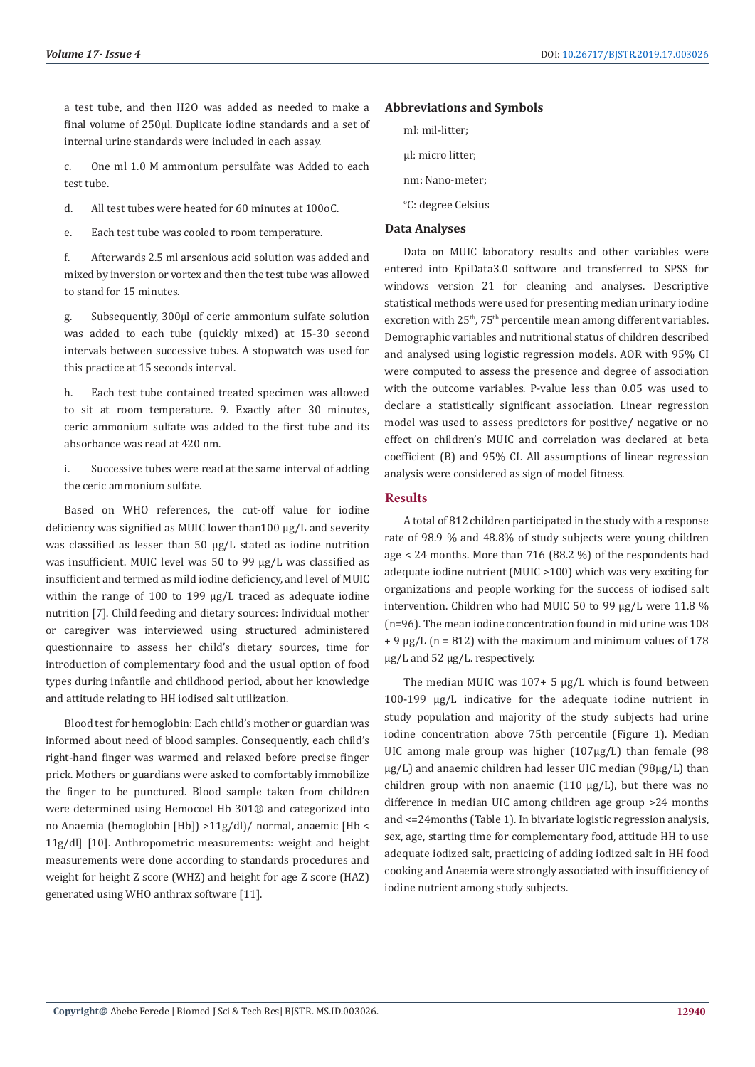a test tube, and then $H_2O$ was added as needed to make a final volume of 250µl. Duplicate iodine standards and a set of internal urine standards were included in each assay.

c. One ml 1.0 M ammonium persulfate was Added to each test tube.

d. All test tubes were heated for 60 minutes at 100oC.

e. Each test tube was cooled to room temperature.

f. Afterwards 2.5 ml arsenious acid solution was added and mixed by inversion or vortex and then the test tube was allowed to stand for 15 minutes.

g. Subsequently, 300µl of ceric ammonium sulfate solution was added to each tube (quickly mixed) at 15-30 second intervals between successive tubes. A stopwatch was used for this practice at 15 seconds interval.

h. Each test tube contained treated specimen was allowed to sit at room temperature. 9. Exactly after 30 minutes, ceric ammonium sulfate was added to the first tube and its absorbance was read at 420 nm.

i. Successive tubes were read at the same interval of adding the ceric ammonium sulfate.

Based on WHO references, the cut-off value for iodine deficiency was signified as MUIC lower than100 µg/L and severity was classified as lesser than 50 µg/L stated as iodine nutrition was insufficient. MUIC level was 50 to 99 µg/L was classified as insufficient and termed as mild iodine deficiency, and level of MUIC within the range of 100 to 199 µg/L traced as adequate iodine nutrition [7]. Child feeding and dietary sources: Individual mother or caregiver was interviewed using structured administered questionnaire to assess her child's dietary sources, time for introduction of complementary food and the usual option of food types during infantile and childhood period, about her knowledge and attitude relating to HH iodised salt utilization.

Blood test for hemoglobin: Each child's mother or guardian was informed about need of blood samples. Consequently, each child's right-hand finger was warmed and relaxed before precise finger prick. Mothers or guardians were asked to comfortably immobilize the finger to be punctured. Blood sample taken from children were determined using Hemocoel Hb 301® and categorized into no Anaemia (hemoglobin [Hb]) >11g/dl)/ normal, anaemic [Hb < 11g/dl] [10]. Anthropometric measurements: weight and height measurements were done according to standards procedures and weight for height Z score (WHZ) and height for age Z score (HAZ) generated using WHO anthrax software [11].

## Abbreviations and Symbols

ml: mil-litter;

µl: micro litter;

nm: Nano-meter;

°C: degree Celsius

## Data Analyses

Data on MUIC laboratory results and other variables were entered into EpiData3.0 software and transferred to SPSS for windows version 21 for cleaning and analyses. Descriptive statistical methods were used for presenting median urinary iodine excretion with 25th, 75th percentile mean among different variables. Demographic variables and nutritional status of children described and analysed using logistic regression models. AOR with 95% CI were computed to assess the presence and degree of association with the outcome variables. P-value less than 0.05 was used to declare a statistically significant association. Linear regression model was used to assess predictors for positive/ negative or no effect on children's MUIC and correlation was declared at beta coefficient (B) and 95% CI. All assumptions of linear regression analysis were considered as sign of model fitness.

## Results

A total of 812 children participated in the study with a response rate of 98.9 % and 48.8% of study subjects were young children age < 24 months. More than 716 (88.2 %) of the respondents had adequate iodine nutrient (MUIC >100) which was very exciting for organizations and people working for the success of iodised salt intervention. Children who had MUIC 50 to 99 µg/L were 11.8 % (n=96). The mean iodine concentration found in mid urine was 108 + 9 µg/L (n = 812) with the maximum and minimum values of 178 µg/L and 52 µg/L. respectively.

The median MUIC was 107+ 5 µg/L which is found between 100-199 µg/L indicative for the adequate iodine nutrient in study population and majority of the study subjects had urine iodine concentration above 75th percentile (Figure 1). Median UIC among male group was higher (107µg/L) than female (98 µg/L) and anaemic children had lesser UIC median (98µg/L) than children group with non anaemic (110 µg/L), but there was no difference in median UIC among children age group >24 months and <=24months (Table 1). In bivariate logistic regression analysis, sex, age, starting time for complementary food, attitude HH to use adequate iodized salt, practicing of adding iodized salt in HH food cooking and Anaemia were strongly associated with insufficiency of iodine nutrient among study subjects.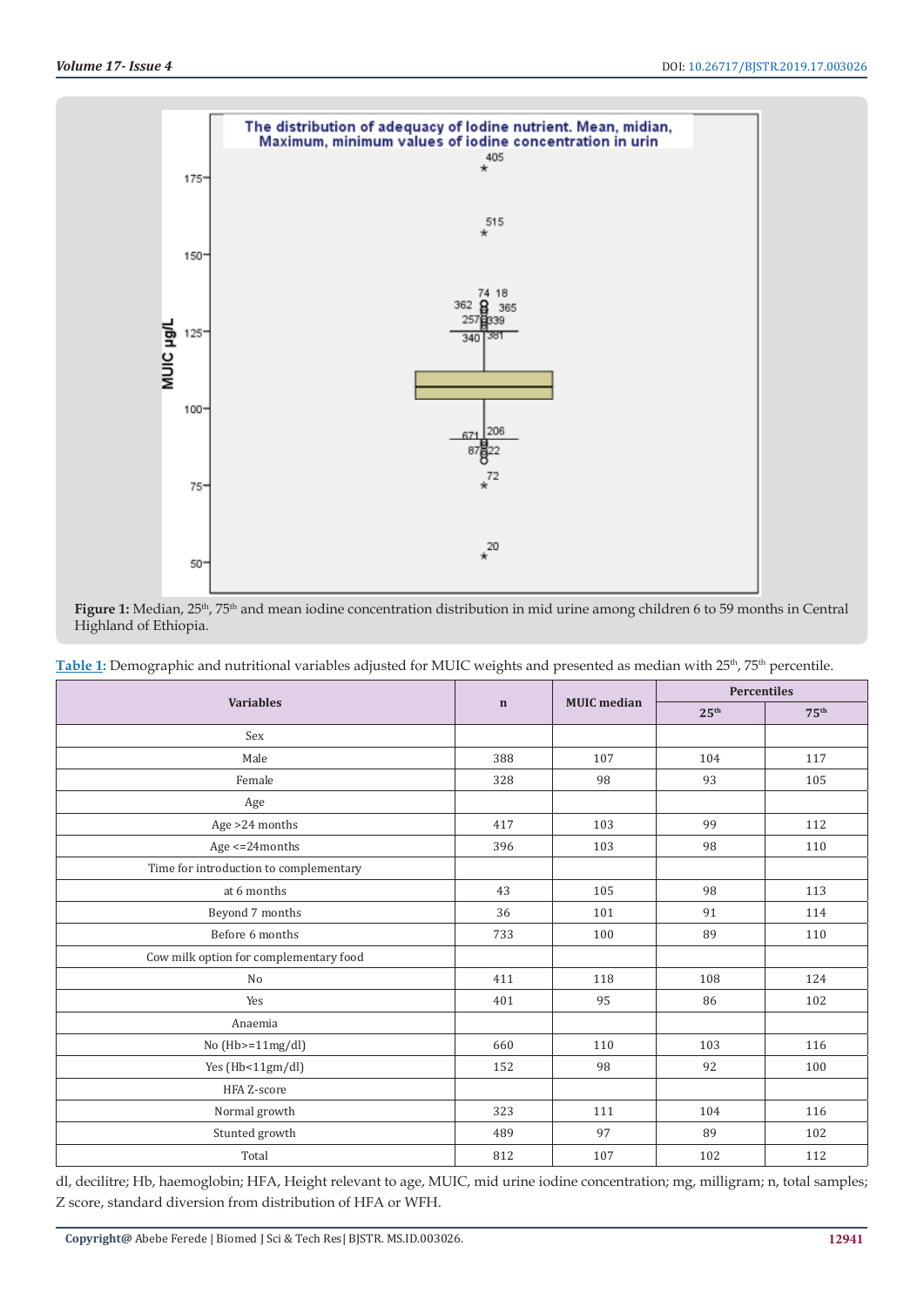Figure 1: Median, 25th, 75th and mean iodine concentration distribution in mid urine among children 6 to 59 months in Central Highland of Ethiopia.

Table 1: Demographic and nutritional variables adjusted for MUIC weights and presented as median with 25th, 75th percentile.

| Variables | n | MUIC median | Percentiles | |
|---|---|---|---|---|
| | | | 25th | 75th |
| Sex | | | | |
| Male | 388 | 107 | 104 | 117 |
| Female | 328 | 98 | 93 | 105 |
| Age | | | | |
| Age >24 months | 417 | 103 | 99 | 112 |
| Age <=24months | 396 | 103 | 98 | 110 |
| Time for introduction to complementary | | | | |
| at 6 months | 43 | 105 | 98 | 113 |
| Beyond 7 months | 36 | 101 | 91 | 114 |
| Before 6 months | 733 | 100 | 89 | 110 |
| Cow milk option for complementary food | | | | |
| No | 411 | 118 | 108 | 124 |
| Yes | 401 | 95 | 86 | 102 |
| Anaemia | | | | |
| No (Hb>=11mg/dl) | 660 | 110 | 103 | 116 |
| Yes (Hb<11gm/dl) | 152 | 98 | 92 | 100 |
| HFA Z-score | | | | |
| Normal growth | 323 | 111 | 104 | 116 |
| Stunted growth | 489 | 97 | 89 | 102 |
| Total | 812 | 107 | 102 | 112 |

dl, decilitre; Hb, haemoglobin; HFA, Height relevant to age, MUIC, mid urine iodine concentration; mg, milligram; n, total samples; Z score, standard diversion from distribution of HFA or WFH.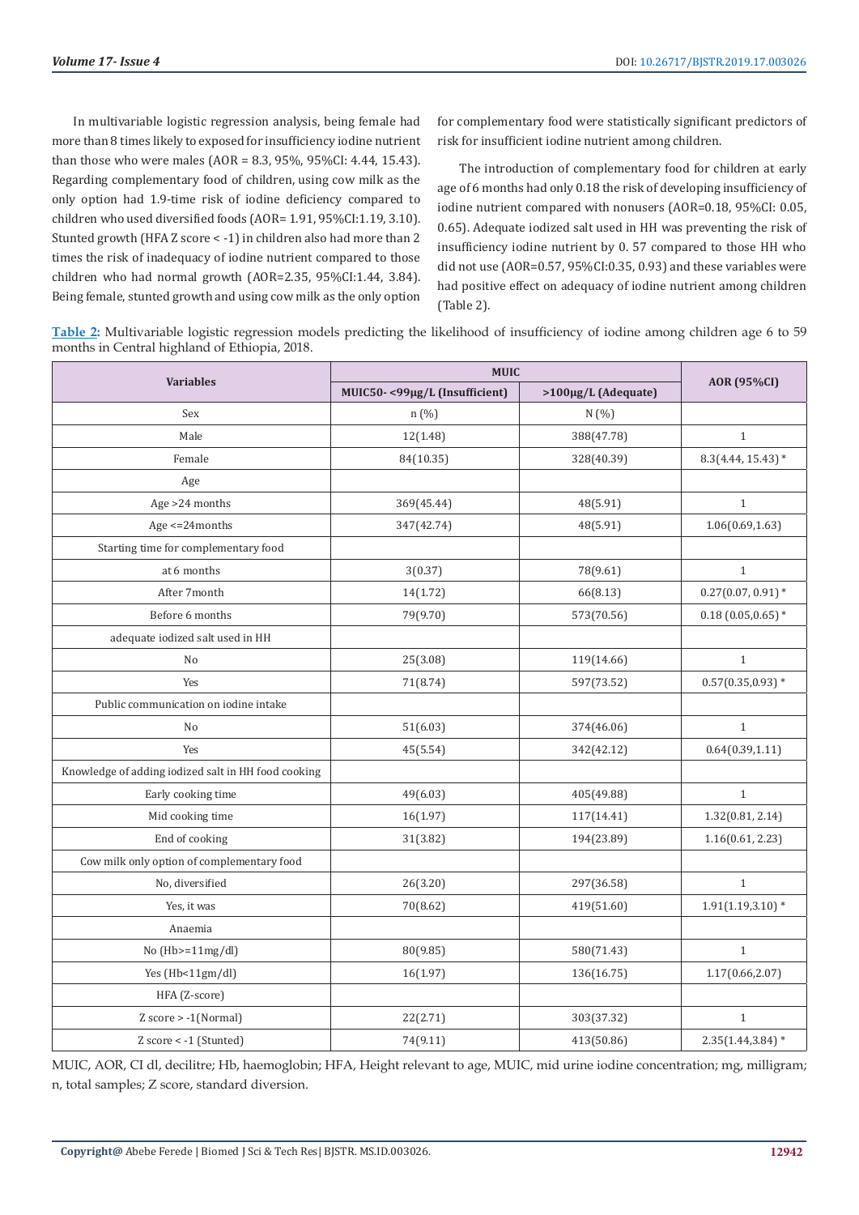In multivariable logistic regression analysis, being female had more than 8 times likely to exposed for insufficiency iodine nutrient than those who were males (AOR = 8.3, 95%, 95%CI: 4.44, 15.43). Regarding complementary food of children, using cow milk as the only option had 1.9-time risk of iodine deficiency compared to children who used diversified foods (AOR= 1.91, 95%CI:1.19, 3.10). Stunted growth (HFA Z score < -1) in children also had more than 2 times the risk of inadequacy of iodine nutrient compared to those children who had normal growth (AOR=2.35, 95%CI:1.44, 3.84). Being female, stunted growth and using cow milk as the only option for complementary food were statistically significant predictors of risk for insufficient iodine nutrient among children.

The introduction of complementary food for children at early age of 6 months had only 0.18 the risk of developing insufficiency of iodine nutrient compared with nonusers (AOR=0.18, 95%CI: 0.05, 0.65). Adequate iodized salt used in HH was preventing the risk of insufficiency iodine nutrient by 0. 57 compared to those HH who did not use (AOR=0.57, 95%CI:0.35, 0.93) and these variables were had positive effect on adequacy of iodine nutrient among children (Table 2).

**Table 2:** Multivariable logistic regression models predicting the likelihood of insufficiency of iodine among children age 6 to 59 months in Central highland of Ethiopia, 2018.

| Variables | MUIC | | AOR (95%CI) |
|---|---|---|---|
| | MUIC50- <99µg/L (Insufficient) | >100µg/L (Adequate) | |
| Sex | n (%) | N (%) | |
| Male | 12(1.48) | 388(47.78) | 1 |
| Female | 84(10.35) | 328(40.39) | 8.3(4.44, 15.43) * |
| Age | | | |
| Age >24 months | 369(45.44) | 48(5.91) | 1 |
| Age <=24months | 347(42.74) | 48(5.91) | 1.06(0.69,1.63) |
| Starting time for complementary food | | | |
| at 6 months | 3(0.37) | 78(9.61) | 1 |
| After 7month | 14(1.72) | 66(8.13) | 0.27(0.07, 0.91) * |
| Before 6 months | 79(9.70) | 573(70.56) | 0.18 (0.05,0.65) * |
| adequate iodized salt used in HH | | | |
| No | 25(3.08) | 119(14.66) | 1 |
| Yes | 71(8.74) | 597(73.52) | 0.57(0.35,0.93) * |
| Public communication on iodine intake | | | |
| No | 51(6.03) | 374(46.06) | 1 |
| Yes | 45(5.54) | 342(42.12) | 0.64(0.39,1.11) |
| Knowledge of adding iodized salt in HH food cooking | | | |
| Early cooking time | 49(6.03) | 405(49.88) | 1 |
| Mid cooking time | 16(1.97) | 117(14.41) | 1.32(0.81, 2.14) |
| End of cooking | 31(3.82) | 194(23.89) | 1.16(0.61, 2.23) |
| Cow milk only option of complementary food | | | |
| No, diversified | 26(3.20) | 297(36.58) | 1 |
| Yes, it was | 70(8.62) | 419(51.60) | 1.91(1.19,3.10) * |
| Anaemia | | | |
| No (Hb>=11mg/dl) | 80(9.85) | 580(71.43) | 1 |
| Yes (Hb<11gm/dl) | 16(1.97) | 136(16.75) | 1.17(0.66,2.07) |
| HFA (Z-score) | | | |
| Z score > -1(Normal) | 22(2.71) | 303(37.32) | 1 |
| Z score < -1 (Stunted) | 74(9.11) | 413(50.86) | 2.35(1.44,3.84) * |

MUIC, AOR, CI dl, decilitre; Hb, haemoglobin; HFA, Height relevant to age, MUIC, mid urine iodine concentration; mg, milligram; n, total samples; Z score, standard diversion.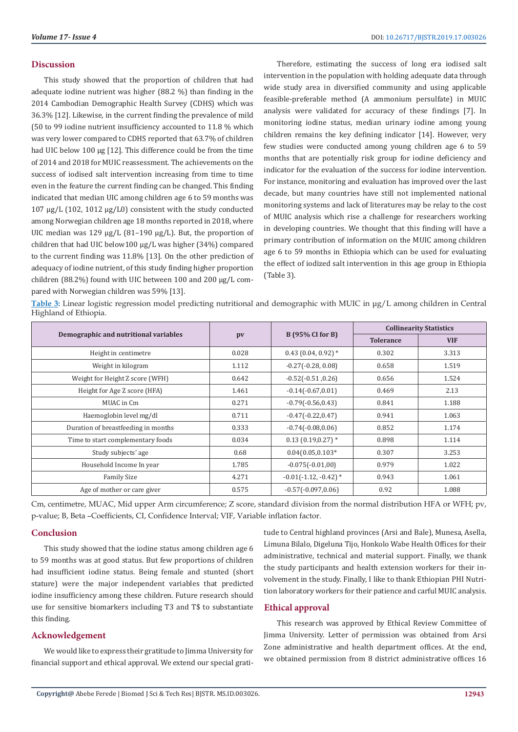## Discussion

This study showed that the proportion of children that had adequate iodine nutrient was higher (88.2 %) than finding in the 2014 Cambodian Demographic Health Survey (CDHS) which was 36.3% [12]. Likewise, in the current finding the prevalence of mild (50 to 99 iodine nutrient insufficiency accounted to 11.8 % which was very lower compared to CDHS reported that 63.7% of children had UIC below 100 µg [12]. This difference could be from the time of 2014 and 2018 for MUIC reassessment. The achievements on the success of iodised salt intervention increasing from time to time even in the feature the current finding can be changed. This finding indicated that median UIC among children age 6 to 59 months was 107 µg/L (102, 1012 µg/L0) consistent with the study conducted among Norwegian children age 18 months reported in 2018, where UIC median was 129 µg/L (81–190 µg/L). But, the proportion of children that had UIC below100 µg/L was higher (34%) compared to the current finding was 11.8% [13]. On the other prediction of adequacy of iodine nutrient, of this study finding higher proportion children (88.2%) found with UIC between 100 and 200 µg/L compared with Norwegian children was 59% [13].

Therefore, estimating the success of long era iodised salt intervention in the population with holding adequate data through wide study area in diversified community and using applicable feasible-preferable method (A ammonium persulfate) in MUIC analysis were validated for accuracy of these findings [7]. In monitoring iodine status, median urinary iodine among young children remains the key defining indicator [14]. However, very few studies were conducted among young children age 6 to 59 months that are potentially risk group for iodine deficiency and indicator for the evaluation of the success for iodine intervention. For instance, monitoring and evaluation has improved over the last decade, but many countries have still not implemented national monitoring systems and lack of literatures may be relay to the cost of MUIC analysis which rise a challenge for researchers working in developing countries. We thought that this finding will have a primary contribution of information on the MUIC among children age 6 to 59 months in Ethiopia which can be used for evaluating the effect of iodized salt intervention in this age group in Ethiopia (Table 3).

**Table 3:** Linear logistic regression model predicting nutritional and demographic with MUIC in µg/L among children in Central Highland of Ethiopia.

| Demographic and nutritional variables | pv | B (95% CI for B) | Collinearity Statistics | |
|---|---|---|---|---|
| | | | Tolerance | VIF |
| Height in centimetre | 0.028 | 0.43 (0.04, 0.92) * | 0.302 | 3.313 |
| Weight in kilogram | 1.112 | -0.27(-0.28, 0.08) | 0.658 | 1.519 |
| Weight for Height Z score (WFH) | 0.642 | -0.52(-0.51 ,0.26) | 0.656 | 1.524 |
| Height for Age Z score (HFA) | 1.461 | -0.14(-0.67,0.01) | 0.469 | 2.13 |
| MUAC in Cm | 0.271 | -0.79(-0.56,0.43) | 0.841 | 1.188 |
| Haemoglobin level mg/dl | 0.711 | -0.47(-0.22,0.47) | 0.941 | 1.063 |
| Duration of breastfeeding in months | 0.333 | -0.74(-0.08,0.06) | 0.852 | 1.174 |
| Time to start complementary foods | 0.034 | 0.13 (0.19,0.27) * | 0.898 | 1.114 |
| Study subjects' age | 0.68 | 0.04(0.05,0.103* | 0.307 | 3.253 |
| Household Income In year | 1.785 | -0.075(-0.01,00) | 0.979 | 1.022 |
| Family Size | 4.271 | -0.01(-1.12, -0.42) * | 0.943 | 1.061 |
| Age of mother or care giver | 0.575 | -0.57(-0.097,0.06) | 0.92 | 1.088 |

Cm, centimetre, MUAC, Mid upper Arm circumference; Z score, standard division from the normal distribution HFA or WFH; pv, p-value; B, Beta –Coefficients, CI, Confidence Interval; VIF, Variable inflation factor.

## Conclusion

This study showed that the iodine status among children age 6 to 59 months was at good status. But few proportions of children had insufficient iodine status. Being female and stunted (short stature) were the major independent variables that predicted iodine insufficiency among these children. Future research should use for sensitive biomarkers including T3 and T$ to substantiate this finding.

## Acknowledgement

We would like to express their gratitude to Jimma University for financial support and ethical approval. We extend our special gratitude to Central highland provinces (Arsi and Bale), Munesa, Asella, Limuna Bilalo, Digeluna Tijo, Honkolo Wabe Health Offices for their administrative, technical and material support. Finally, we thank the study participants and health extension workers for their involvement in the study. Finally, I like to thank Ethiopian PHI Nutrition laboratory workers for their patience and carful MUIC analysis.

## Ethical approval

This research was approved by Ethical Review Committee of Jimma University. Letter of permission was obtained from Arsi Zone administrative and health department offices. At the end, we obtained permission from 8 district administrative offices 16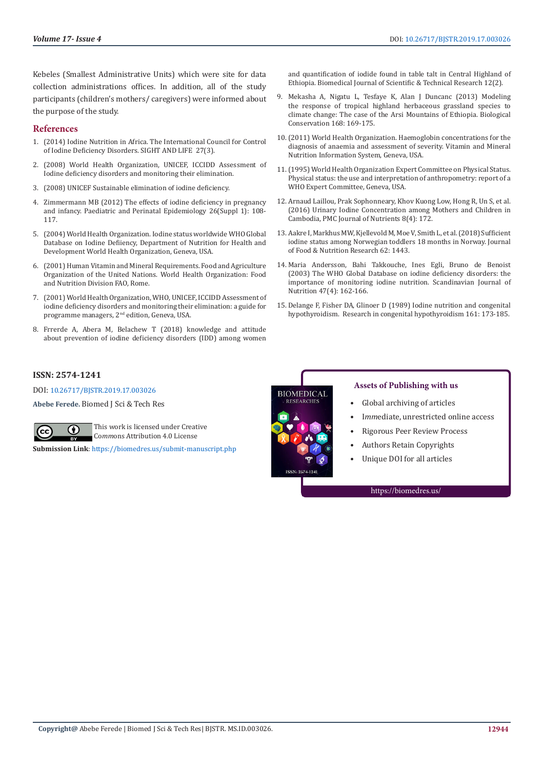Kebeles (Smallest Administrative Units) which were site for data collection administrations offices. In addition, all of the study participants (children's mothers/ caregivers) were informed about the purpose of the study.

## References

1. (2014) Iodine Nutrition in Africa. The International Council for Control of Iodine Deficiency Disorders. SIGHT AND LIFE 27(3).
2. (2008) World Health Organization, UNICEF, ICCIDD Assessment of Iodine deficiency disorders and monitoring their elimination.
3. (2008) UNICEF Sustainable elimination of iodine deficiency.
4. Zimmermann MB (2012) The effects of iodine deficiency in pregnancy and infancy. Paediatric and Perinatal Epidemiology 26(Suppl 1): 108-117.
5. (2004) World Health Organization. Iodine status worldwide WHO Global Database on Iodine Defiiency, Department of Nutrition for Health and Development World Health Organization, Geneva, USA.
6. (2001) Human Vitamin and Mineral Requirements. Food and Agriculture Organization of the United Nations. World Health Organization: Food and Nutrition Division FAO, Rome.
7. (2001) World Health Organization, WHO, UNICEF, ICCIDD Assessment of iodine deficiency disorders and monitoring their elimination: a guide for programme managers, 2nd edition, Geneva, USA.
8. Frrerde A, Abera M, Belachew T (2018) knowledge and attitude about prevention of iodine deficiency disorders (IDD) among women and quantification of iodide found in table talt in Central Highland of Ethiopia. Biomedical Journal of Scientific & Technical Research 12(2).
9. Mekasha A, Nigatu L, Tesfaye K, Alan J Duncanc (2013) Modeling the response of tropical highland herbaceous grassland species to climate change: The case of the Arsi Mountains of Ethiopia. Biological Conservation 168: 169-175.
10. (2011) World Health Organization. Haemoglobin concentrations for the diagnosis of anaemia and assessment of severity. Vitamin and Mineral Nutrition Information System, Geneva, USA.
11. (1995) World Health Organization Expert Committee on Physical Status. Physical status: the use and interpretation of anthropometry: report of a WHO Expert Committee, Geneva, USA.
12. Arnaud Laillou, Prak Sophonneary, Khov Kuong Low, Hong R, Un S, et al. (2016) Urinary Iodine Concentration among Mothers and Children in Cambodia, PMC Journal of Nutrients 8(4): 172.
13. Aakre I, Markhus MW, Kjellevold M, Moe V, Smith L, et al. (2018) Sufficient iodine status among Norwegian toddlers 18 months in Norway. Journal of Food & Nutrition Research 62: 1443.
14. Maria Andersson, Bahi Takkouche, Ines Egli, Bruno de Benoist (2003) The WHO Global Database on iodine deficiency disorders: the importance of monitoring iodine nutrition. Scandinavian Journal of Nutrition 47(4): 162-166.
15. Delange F, Fisher DA, Glinoer D (1989) Iodine nutrition and congenital hypothyroidism. Research in congenital hypothyroidism 161: 173-185.

**ISSN: 2574-1241**

DOI: 10.26717/BJSTR.2019.17.003026

**Abebe Ferede.** Biomed J Sci & Tech Res

This work is licensed under Creative Commons Attribution 4.0 License

**Submission Link**: https://biomedres.us/submit-manuscript.php

**Assets of Publishing with us**

- Global archiving of articles
- Immediate, unrestricted online access
- Rigorous Peer Review Process
- Authors Retain Copyrights
- Unique DOI for all articles

https://biomedres.us/